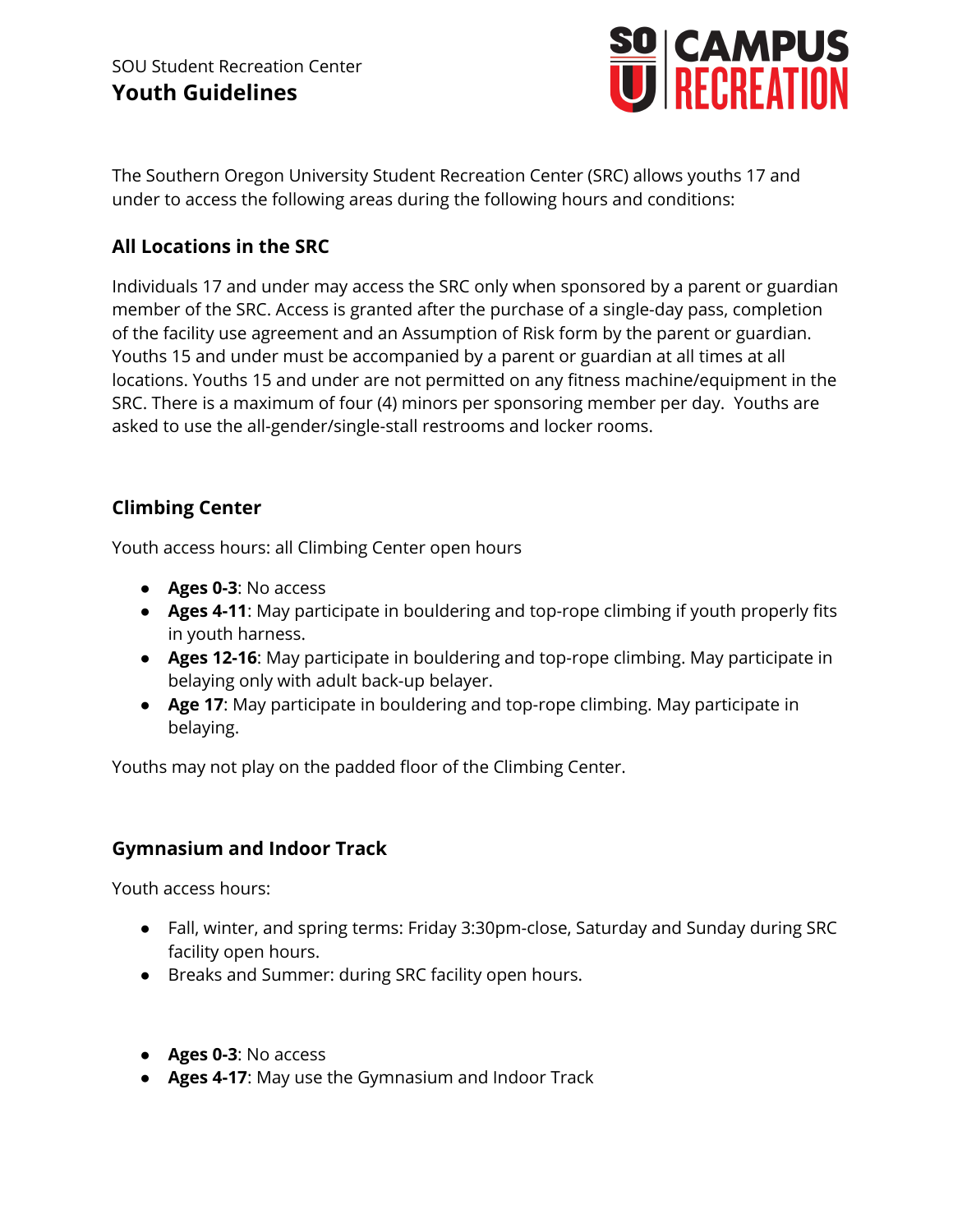SOU Student Recreation Center

# Youth Guidelines

SO U CAMPUS RECREATION

The Southern Oregon University Student Recreation Center (SRC) allows youths 17 and under to access the following areas during the following hours and conditions:

## All Locations in the SRC

Individuals 17 and under may access the SRC only when sponsored by a parent or guardian member of the SRC. Access is granted after the purchase of a single-day pass, completion of the facility use agreement and an Assumption of Risk form by the parent or guardian. Youths 15 and under must be accompanied by a parent or guardian at all times at all locations. Youths 15 and under are not permitted on any fitness machine/equipment in the SRC. There is a maximum of four (4) minors per sponsoring member per day. Youths are asked to use the all-gender/single-stall restrooms and locker rooms.

## Climbing Center

Youth access hours: all Climbing Center open hours

- **Ages 0-3**: No access
- **Ages 4-11**: May participate in bouldering and top-rope climbing if youth properly fits in youth harness.
- **Ages 12-16**: May participate in bouldering and top-rope climbing. May participate in belaying only with adult back-up belayer.
- **Age 17**: May participate in bouldering and top-rope climbing. May participate in belaying.

Youths may not play on the padded floor of the Climbing Center.

## Gymnasium and Indoor Track

Youth access hours:

- Fall, winter, and spring terms: Friday 3:30pm-close, Saturday and Sunday during SRC facility open hours.
- Breaks and Summer: during SRC facility open hours.

- **Ages 0-3**: No access
- **Ages 4-17**: May use the Gymnasium and Indoor Track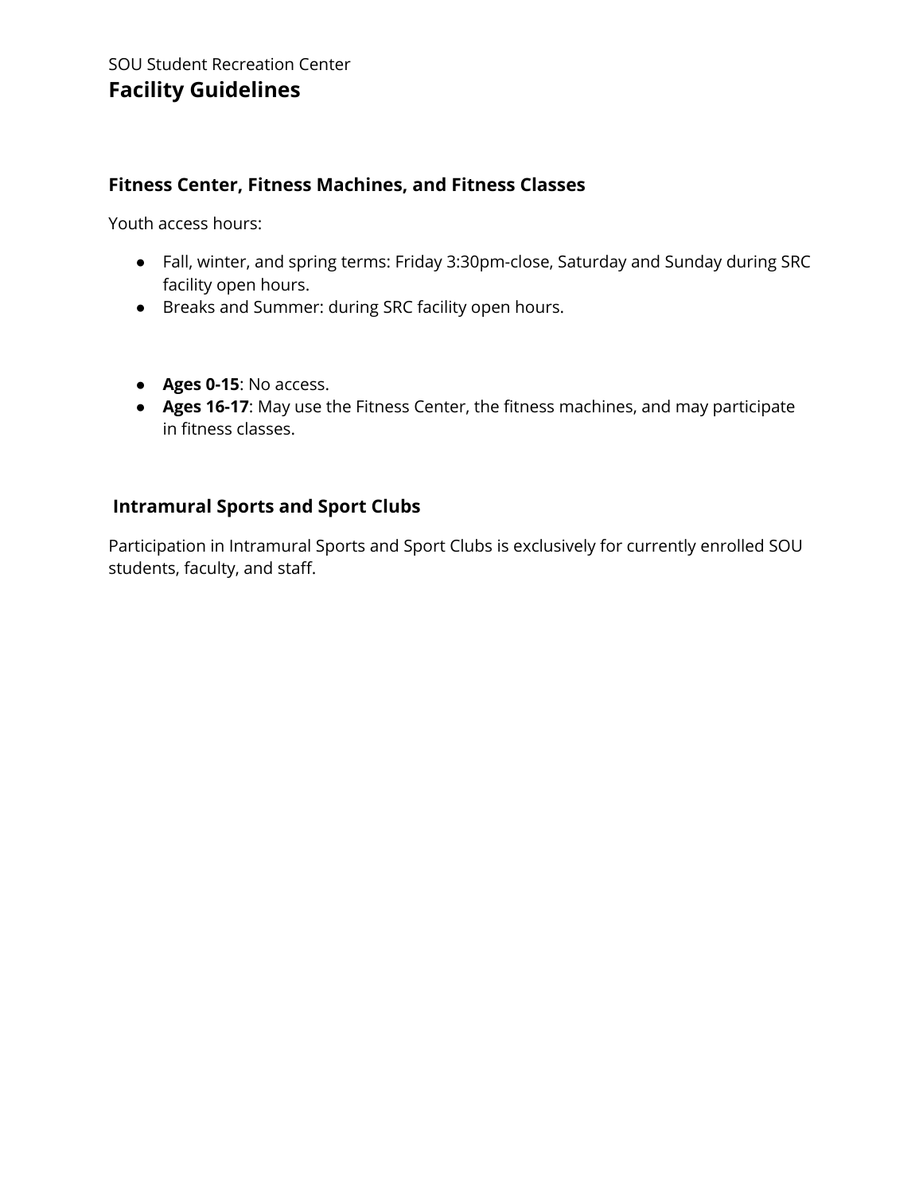SOU Student Recreation Center

# Facility Guidelines

## Fitness Center, Fitness Machines, and Fitness Classes

Youth access hours:

- Fall, winter, and spring terms: Friday 3:30pm-close, Saturday and Sunday during SRC facility open hours.
- Breaks and Summer: during SRC facility open hours.

- **Ages 0-15**: No access.
- **Ages 16-17**: May use the Fitness Center, the fitness machines, and may participate in fitness classes.

## Intramural Sports and Sport Clubs

Participation in Intramural Sports and Sport Clubs is exclusively for currently enrolled SOU students, faculty, and staff.